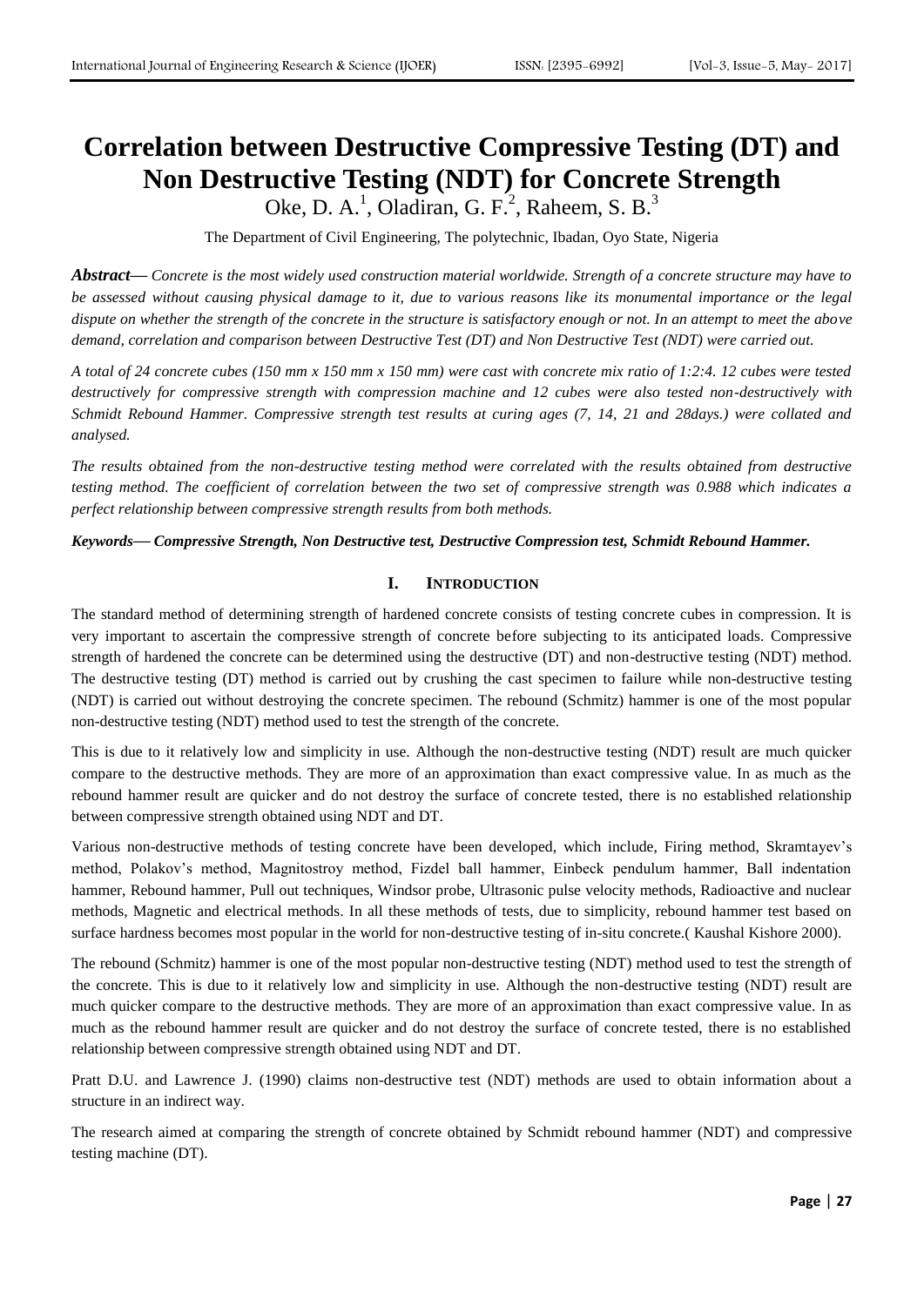# Correlation between Destructive Compressive Testing (DT) and Non Destructive Testing (NDT) for Concrete Strength

Oke, D. A.[1], Oladiran, G. F.[2], Raheem, S. B.[3]

The Department of Civil Engineering, The polytechnic, Ibadan, Oyo State, Nigeria

***Abstract*— *Concrete is the most widely used construction material worldwide. Strength of a concrete structure may have to be assessed without causing physical damage to it, due to various reasons like its monumental importance or the legal dispute on whether the strength of the concrete in the structure is satisfactory enough or not. In an attempt to meet the above demand, correlation and comparison between Destructive Test (DT) and Non Destructive Test (NDT) were carried out.***

*A total of 24 concrete cubes (150 mm x 150 mm x 150 mm) were cast with concrete mix ratio of 1:2:4. 12 cubes were tested destructively for compressive strength with compression machine and 12 cubes were also tested non-destructively with Schmidt Rebound Hammer. Compressive strength test results at curing ages (7, 14, 21 and 28days.) were collated and analysed.*

*The results obtained from the non-destructive testing method were correlated with the results obtained from destructive testing method. The coefficient of correlation between the two set of compressive strength was 0.988 which indicates a perfect relationship between compressive strength results from both methods.*

***Keywords*— *Compressive Strength, Non Destructive test, Destructive Compression test, Schmidt Rebound Hammer.***

## I. INTRODUCTION

The standard method of determining strength of hardened concrete consists of testing concrete cubes in compression. It is very important to ascertain the compressive strength of concrete before subjecting to its anticipated loads. Compressive strength of hardened the concrete can be determined using the destructive (DT) and non-destructive testing (NDT) method. The destructive testing (DT) method is carried out by crushing the cast specimen to failure while non-destructive testing (NDT) is carried out without destroying the concrete specimen. The rebound (Schmitz) hammer is one of the most popular non-destructive testing (NDT) method used to test the strength of the concrete.

This is due to it relatively low and simplicity in use. Although the non-destructive testing (NDT) result are much quicker compare to the destructive methods. They are more of an approximation than exact compressive value. In as much as the rebound hammer result are quicker and do not destroy the surface of concrete tested, there is no established relationship between compressive strength obtained using NDT and DT.

Various non-destructive methods of testing concrete have been developed, which include, Firing method, Skramtayev's method, Polakov's method, Magnitostroy method, Fizdel ball hammer, Einbeck pendulum hammer, Ball indentation hammer, Rebound hammer, Pull out techniques, Windsor probe, Ultrasonic pulse velocity methods, Radioactive and nuclear methods, Magnetic and electrical methods. In all these methods of tests, due to simplicity, rebound hammer test based on surface hardness becomes most popular in the world for non-destructive testing of in-situ concrete.( Kaushal Kishore 2000).

The rebound (Schmitz) hammer is one of the most popular non-destructive testing (NDT) method used to test the strength of the concrete. This is due to it relatively low and simplicity in use. Although the non-destructive testing (NDT) result are much quicker compare to the destructive methods. They are more of an approximation than exact compressive value. In as much as the rebound hammer result are quicker and do not destroy the surface of concrete tested, there is no established relationship between compressive strength obtained using NDT and DT.

Pratt D.U. and Lawrence J. (1990) claims non-destructive test (NDT) methods are used to obtain information about a structure in an indirect way.

The research aimed at comparing the strength of concrete obtained by Schmidt rebound hammer (NDT) and compressive testing machine (DT).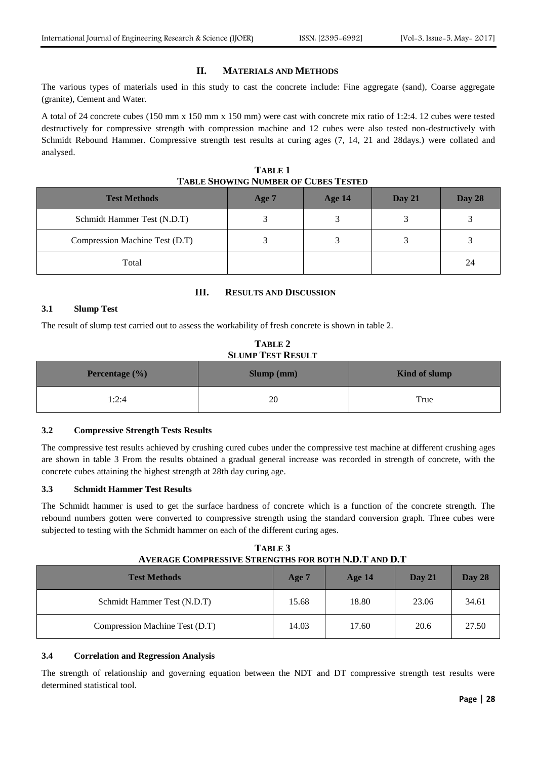## II. MATERIALS AND METHODS

The various types of materials used in this study to cast the concrete include: Fine aggregate (sand), Coarse aggregate (granite), Cement and Water.

A total of 24 concrete cubes (150 mm x 150 mm x 150 mm) were cast with concrete mix ratio of 1:2:4. 12 cubes were tested destructively for compressive strength with compression machine and 12 cubes were also tested non-destructively with Schmidt Rebound Hammer. Compressive strength test results at curing ages (7, 14, 21 and 28days.) were collated and analysed.

**TABLE 1**
**TABLE SHOWING NUMBER OF CUBES TESTED**

| Test Methods | Age 7 | Age 14 | Day 21 | Day 28 |
|---|---|---|---|---|
| Schmidt Hammer Test (N.D.T) | 3 | 3 | 3 | 3 |
| Compression Machine Test (D.T) | 3 | 3 | 3 | 3 |
| Total | | | | 24 |

## III. RESULTS AND DISCUSSION

### 3.1 Slump Test

The result of slump test carried out to assess the workability of fresh concrete is shown in table 2.

**TABLE 2**
**SLUMP TEST RESULT**

| Percentage (%) | Slump (mm) | Kind of slump |
|---|---|---|
| 1:2:4 | 20 | True |

### 3.2 Compressive Strength Tests Results

The compressive test results achieved by crushing cured cubes under the compressive test machine at different crushing ages are shown in table 3 From the results obtained a gradual general increase was recorded in strength of concrete, with the concrete cubes attaining the highest strength at 28th day curing age.

### 3.3 Schmidt Hammer Test Results

The Schmidt hammer is used to get the surface hardness of concrete which is a function of the concrete strength. The rebound numbers gotten were converted to compressive strength using the standard conversion graph. Three cubes were subjected to testing with the Schmidt hammer on each of the different curing ages.

**TABLE 3**
**AVERAGE COMPRESSIVE STRENGTHS FOR BOTH N.D.T AND D.T**

| Test Methods | Age 7 | Age 14 | Day 21 | Day 28 |
|---|---|---|---|---|
| Schmidt Hammer Test (N.D.T) | 15.68 | 18.80 | 23.06 | 34.61 |
| Compression Machine Test (D.T) | 14.03 | 17.60 | 20.6 | 27.50 |

### 3.4 Correlation and Regression Analysis

The strength of relationship and governing equation between the NDT and DT compressive strength test results were determined statistical tool.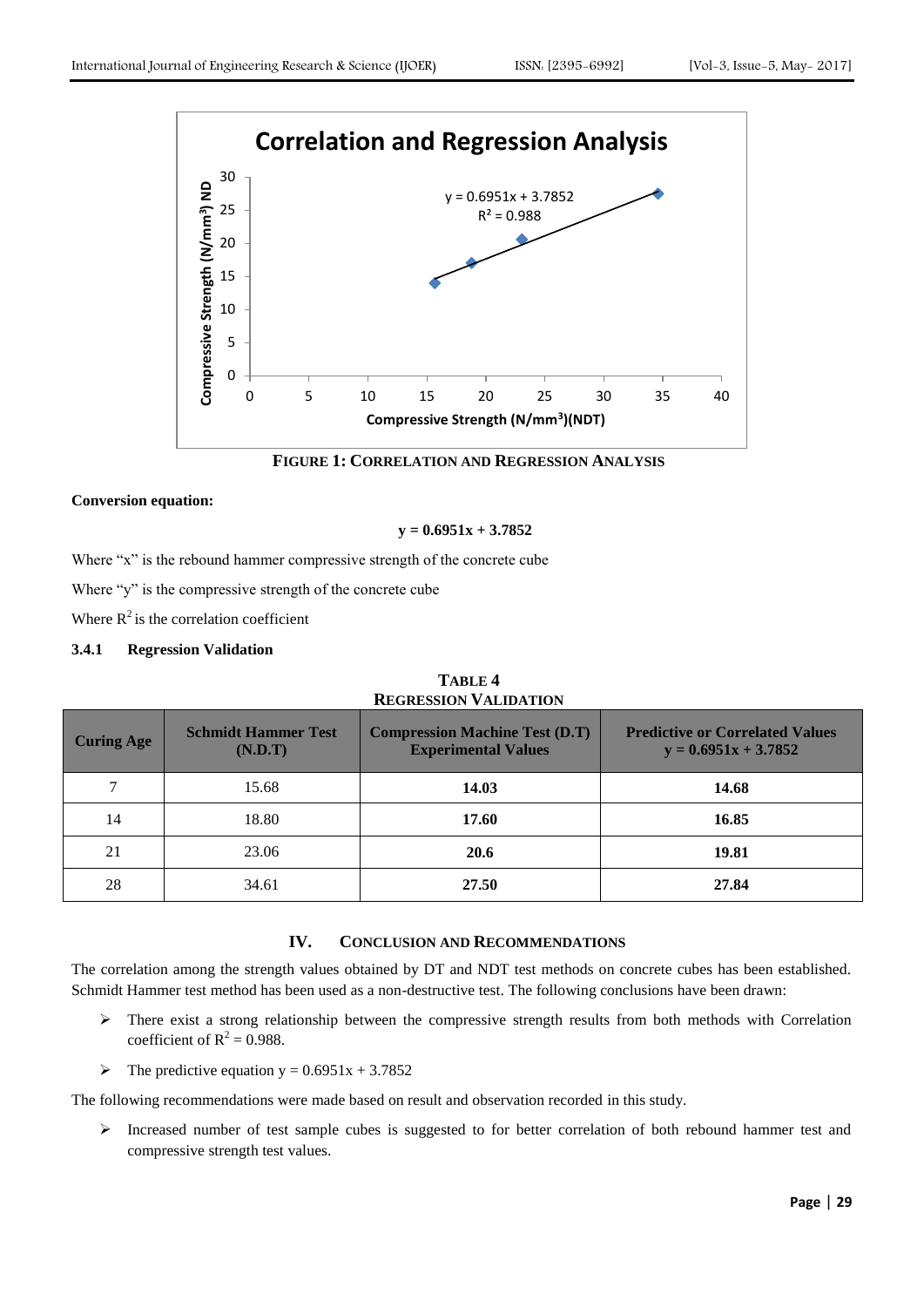**FIGURE 1: CORRELATION AND REGRESSION ANALYSIS**

**Conversion equation:**

$$y = 0.6951x + 3.7852$$

Where "x" is the rebound hammer compressive strength of the concrete cube

Where "y" is the compressive strength of the concrete cube

Where $R^2$ is the correlation coefficient

### 3.4.1 Regression Validation

**TABLE 4**
**REGRESSION VALIDATION**

| Curing Age | Schmidt Hammer Test (N.D.T) | Compression Machine Test (D.T) Experimental Values | Predictive or Correlated Values $y = 0.6951x + 3.7852$ |
|---|---|---|---|
| 7 | 15.68 | **14.03** | **14.68** |
| 14 | 18.80 | **17.60** | **16.85** |
| 21 | 23.06 | **20.6** | **19.81** |
| 28 | 34.61 | **27.50** | **27.84** |

## IV. CONCLUSION AND RECOMMENDATIONS

The correlation among the strength values obtained by DT and NDT test methods on concrete cubes has been established. Schmidt Hammer test method has been used as a non-destructive test. The following conclusions have been drawn:

- There exist a strong relationship between the compressive strength results from both methods with Correlation coefficient of $R^2 = 0.988$.
- The predictive equation $y = 0.6951x + 3.7852$

The following recommendations were made based on result and observation recorded in this study.

- Increased number of test sample cubes is suggested to for better correlation of both rebound hammer test and compressive strength test values.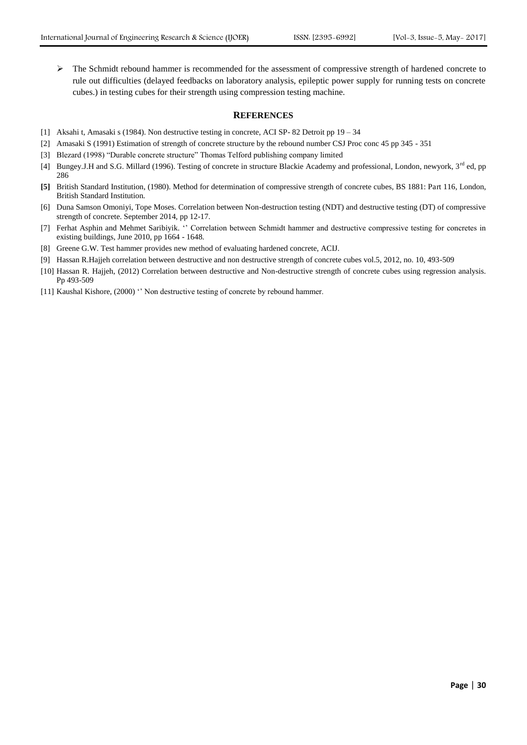- The Schmidt rebound hammer is recommended for the assessment of compressive strength of hardened concrete to rule out difficulties (delayed feedbacks on laboratory analysis, epileptic power supply for running tests on concrete cubes.) in testing cubes for their strength using compression testing machine.

## REFERENCES

[1] Aksahi t, Amasaki s (1984). Non destructive testing in concrete, ACI SP- 82 Detroit pp 19 – 34

[2] Amasaki S (1991) Estimation of strength of concrete structure by the rebound number CSJ Proc conc 45 pp 345 - 351

[3] Blezard (1998) "Durable concrete structure" Thomas Telford publishing company limited

[4] Bungey.J.H and S.G. Millard (1996). Testing of concrete in structure Blackie Academy and professional, London, newyork, 3rd ed, pp 286

**[5]** British Standard Institution, (1980). Method for determination of compressive strength of concrete cubes, BS 1881: Part 116, London, British Standard Institution.

[6] Duna Samson Omoniyi, Tope Moses. Correlation between Non-destruction testing (NDT) and destructive testing (DT) of compressive strength of concrete. September 2014, pp 12-17.

[7] Ferhat Asphin and Mehmet Saribiyik. '' Correlation between Schmidt hammer and destructive compressive testing for concretes in existing buildings, June 2010, pp 1664 - 1648.

[8] Greene G.W. Test hammer provides new method of evaluating hardened concrete, ACIJ.

[9] Hassan R.Hajjeh correlation between destructive and non destructive strength of concrete cubes vol.5, 2012, no. 10, 493-509

[10] Hassan R. Hajjeh, (2012) Correlation between destructive and Non-destructive strength of concrete cubes using regression analysis. Pp 493-509

[11] Kaushal Kishore, (2000) '' Non destructive testing of concrete by rebound hammer.